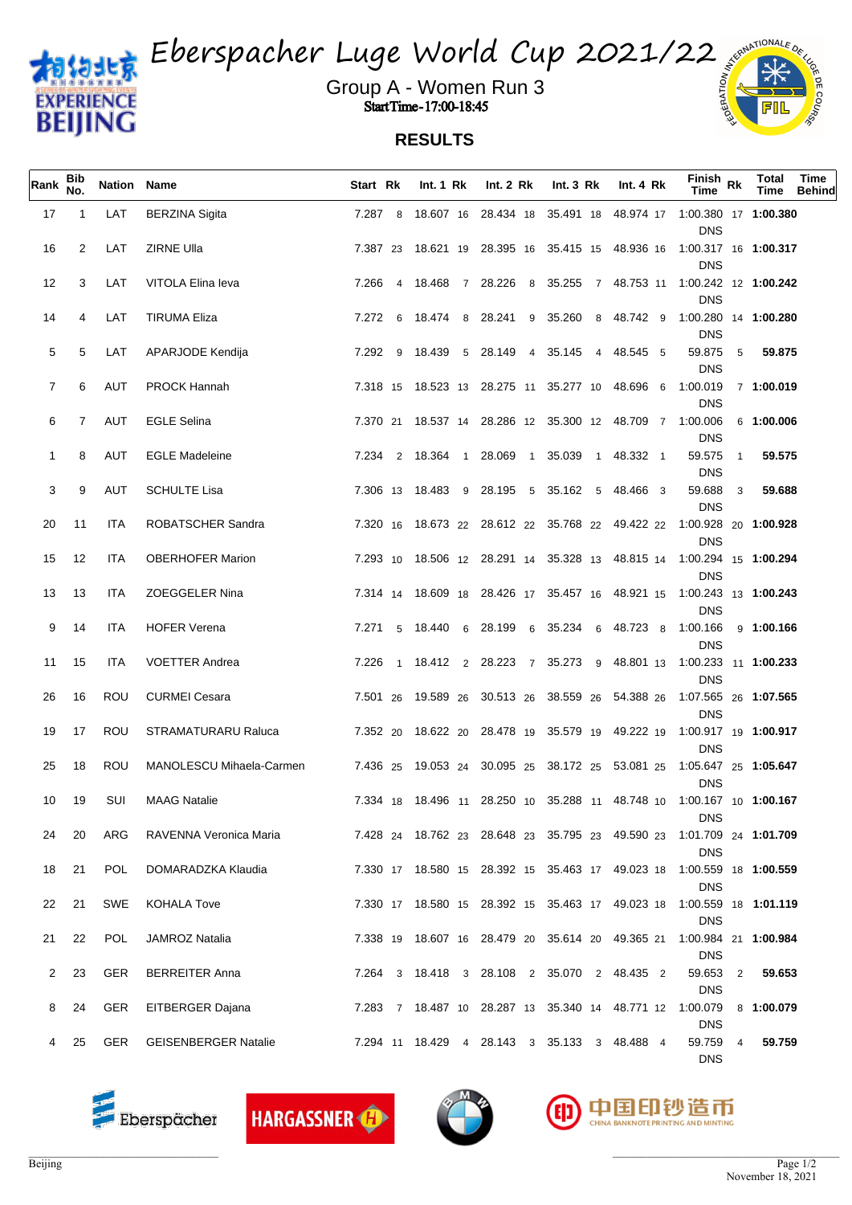# Eberspacher Luge World Cup 2021/22

## Group A - Women Run 3

Start Time - 17:00-18:45

## RESULTS

| Rank | Bib No. | Nation | Name | Start | Rk | Int. 1 | Rk | Int. 2 | Rk | Int. 3 | Rk | Int. 4 | Rk | Finish Time | Rk | Total Time | Time Behind |
|---|---|---|---|---|---|---|---|---|---|---|---|---|---|---|---|---|---|
| 17 | 1 | LAT | BERZINA Sigita | 7.287 | 8 | 18.607 | 16 | 28.434 | 18 | 35.491 | 18 | 48.974 | 17 | 1:00.380 DNS | 17 | 1:00.380 | |
| 16 | 2 | LAT | ZIRNE Ulla | 7.387 | 23 | 18.621 | 19 | 28.395 | 16 | 35.415 | 15 | 48.936 | 16 | 1:00.317 DNS | 16 | 1:00.317 | |
| 12 | 3 | LAT | VITOLA Elina Ieva | 7.266 | 4 | 18.468 | 7 | 28.226 | 8 | 35.255 | 7 | 48.753 | 11 | 1:00.242 DNS | 12 | 1:00.242 | |
| 14 | 4 | LAT | TIRUMA Eliza | 7.272 | 6 | 18.474 | 8 | 28.241 | 9 | 35.260 | 8 | 48.742 | 9 | 1:00.280 DNS | 14 | 1:00.280 | |
| 5 | 5 | LAT | APARJODE Kendija | 7.292 | 9 | 18.439 | 5 | 28.149 | 4 | 35.145 | 4 | 48.545 | 5 | 59.875 DNS | 5 | 59.875 | |
| 7 | 6 | AUT | PROCK Hannah | 7.318 | 15 | 18.523 | 13 | 28.275 | 11 | 35.277 | 10 | 48.696 | 6 | 1:00.019 DNS | 7 | 1:00.019 | |
| 6 | 7 | AUT | EGLE Selina | 7.370 | 21 | 18.537 | 14 | 28.286 | 12 | 35.300 | 12 | 48.709 | 7 | 1:00.006 DNS | 6 | 1:00.006 | |
| 1 | 8 | AUT | EGLE Madeleine | 7.234 | 2 | 18.364 | 1 | 28.069 | 1 | 35.039 | 1 | 48.332 | 1 | 59.575 DNS | 1 | 59.575 | |
| 3 | 9 | AUT | SCHULTE Lisa | 7.306 | 13 | 18.483 | 9 | 28.195 | 5 | 35.162 | 5 | 48.466 | 3 | 59.688 DNS | 3 | 59.688 | |
| 20 | 11 | ITA | ROBATSCHER Sandra | 7.320 | 16 | 18.673 | 22 | 28.612 | 22 | 35.768 | 22 | 49.422 | 22 | 1:00.928 DNS | 20 | 1:00.928 | |
| 15 | 12 | ITA | OBERHOFER Marion | 7.293 | 10 | 18.506 | 12 | 28.291 | 14 | 35.328 | 13 | 48.815 | 14 | 1:00.294 DNS | 15 | 1:00.294 | |
| 13 | 13 | ITA | ZOEGGELER Nina | 7.314 | 14 | 18.609 | 18 | 28.426 | 17 | 35.457 | 16 | 48.921 | 15 | 1:00.243 DNS | 13 | 1:00.243 | |
| 9 | 14 | ITA | HOFER Verena | 7.271 | 5 | 18.440 | 6 | 28.199 | 6 | 35.234 | 6 | 48.723 | 8 | 1:00.166 DNS | 9 | 1:00.166 | |
| 11 | 15 | ITA | VOETTER Andrea | 7.226 | 1 | 18.412 | 2 | 28.223 | 7 | 35.273 | 9 | 48.801 | 13 | 1:00.233 DNS | 11 | 1:00.233 | |
| 26 | 16 | ROU | CURMEI Cesara | 7.501 | 26 | 19.589 | 26 | 30.513 | 26 | 38.559 | 26 | 54.388 | 26 | 1:07.565 DNS | 26 | 1:07.565 | |
| 19 | 17 | ROU | STRAMATURARU Raluca | 7.352 | 20 | 18.622 | 20 | 28.478 | 19 | 35.579 | 19 | 49.222 | 19 | 1:00.917 DNS | 19 | 1:00.917 | |
| 25 | 18 | ROU | MANOLESCU Mihaela-Carmen | 7.436 | 25 | 19.053 | 24 | 30.095 | 25 | 38.172 | 25 | 53.081 | 25 | 1:05.647 DNS | 25 | 1:05.647 | |
| 10 | 19 | SUI | MAAG Natalie | 7.334 | 18 | 18.496 | 11 | 28.250 | 10 | 35.288 | 11 | 48.748 | 10 | 1:00.167 DNS | 10 | 1:00.167 | |
| 24 | 20 | ARG | RAVENNA Veronica Maria | 7.428 | 24 | 18.762 | 23 | 28.648 | 23 | 35.795 | 23 | 49.590 | 23 | 1:01.709 DNS | 24 | 1:01.709 | |
| 18 | 21 | POL | DOMARADZKA Klaudia | 7.330 | 17 | 18.580 | 15 | 28.392 | 15 | 35.463 | 17 | 49.023 | 18 | 1:00.559 DNS | 18 | 1:00.559 | |
| 22 | 21 | SWE | KOHALA Tove | 7.330 | 17 | 18.580 | 15 | 28.392 | 15 | 35.463 | 17 | 49.023 | 18 | 1:00.559 DNS | 18 | 1:01.119 | |
| 21 | 22 | POL | JAMROZ Natalia | 7.338 | 19 | 18.607 | 16 | 28.479 | 20 | 35.614 | 20 | 49.365 | 21 | 1:00.984 DNS | 21 | 1:00.984 | |
| 2 | 23 | GER | BERREITER Anna | 7.264 | 3 | 18.418 | 3 | 28.108 | 2 | 35.070 | 2 | 48.435 | 2 | 59.653 DNS | 2 | 59.653 | |
| 8 | 24 | GER | EITBERGER Dajana | 7.283 | 7 | 18.487 | 10 | 28.287 | 13 | 35.340 | 14 | 48.771 | 12 | 1:00.079 DNS | 8 | 1:00.079 | |
| 4 | 25 | GER | GEISENBERGER Natalie | 7.294 | 11 | 18.429 | 4 | 28.143 | 3 | 35.133 | 3 | 48.488 | 4 | 59.759 DNS | 4 | 59.759 | |

Beijing

November 18, 2021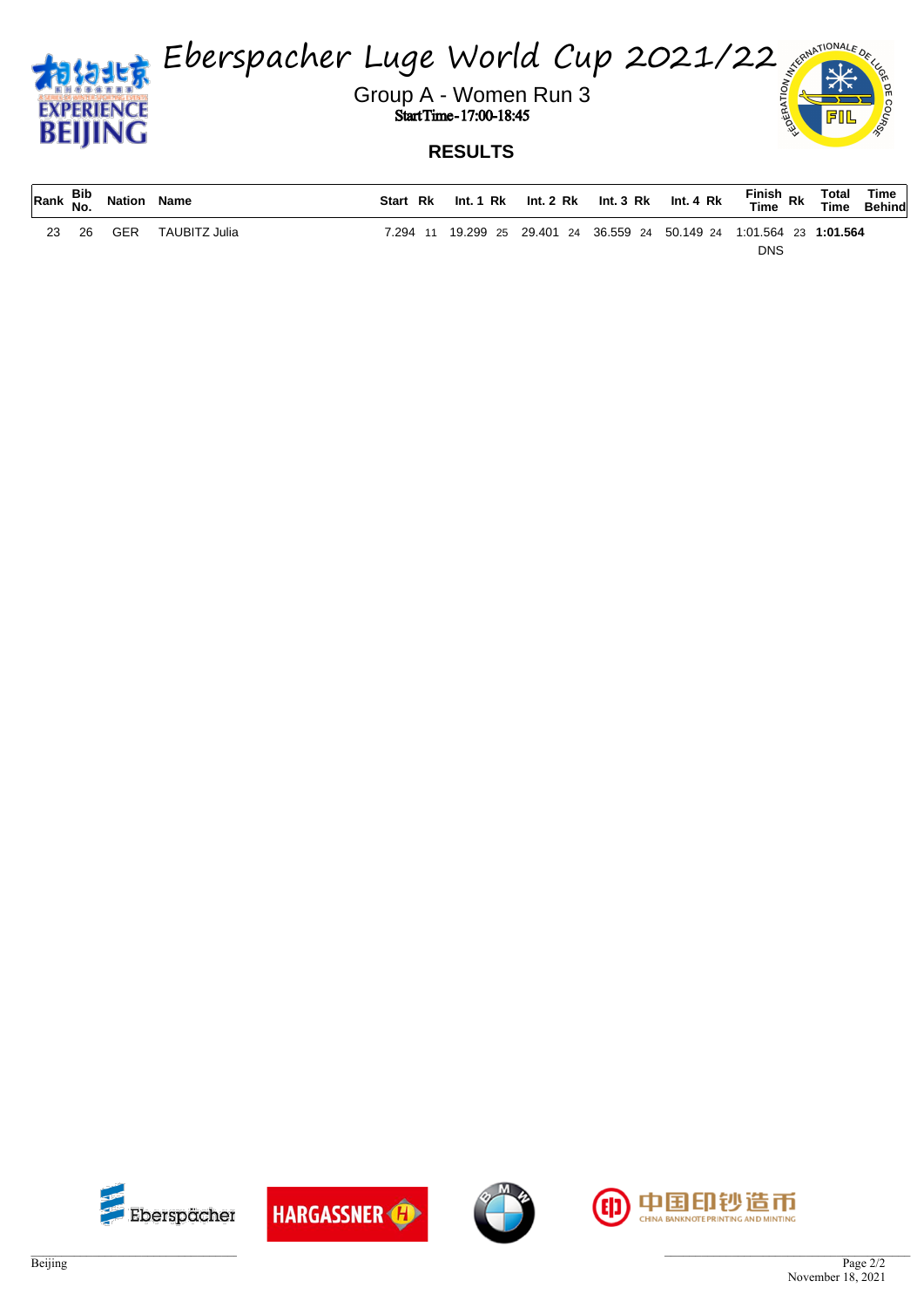# Eberspacher Luge World Cup 2021/22

Group A - Women Run 3

StartTime - 17:00-18:45

## RESULTS

| Rank | Bib No. | Nation | Name | Start | Rk | Int. 1 | Rk | Int. 2 | Rk | Int. 3 | Rk | Int. 4 | Rk | Finish Time | Rk | Total Time | Time Behind |
|---|---|---|---|---|---|---|---|---|---|---|---|---|---|---|---|---|---|
| 23 | 26 | GER | TAUBITZ Julia | 7.294 | 11 | 19.299 | 25 | 29.401 | 24 | 36.559 | 24 | 50.149 | 24 | 1:01.564 | 23 | **1:01.564** | |
| | | | | | | | | | | | | | | DNS | | | |

Beijing

November 18, 2021